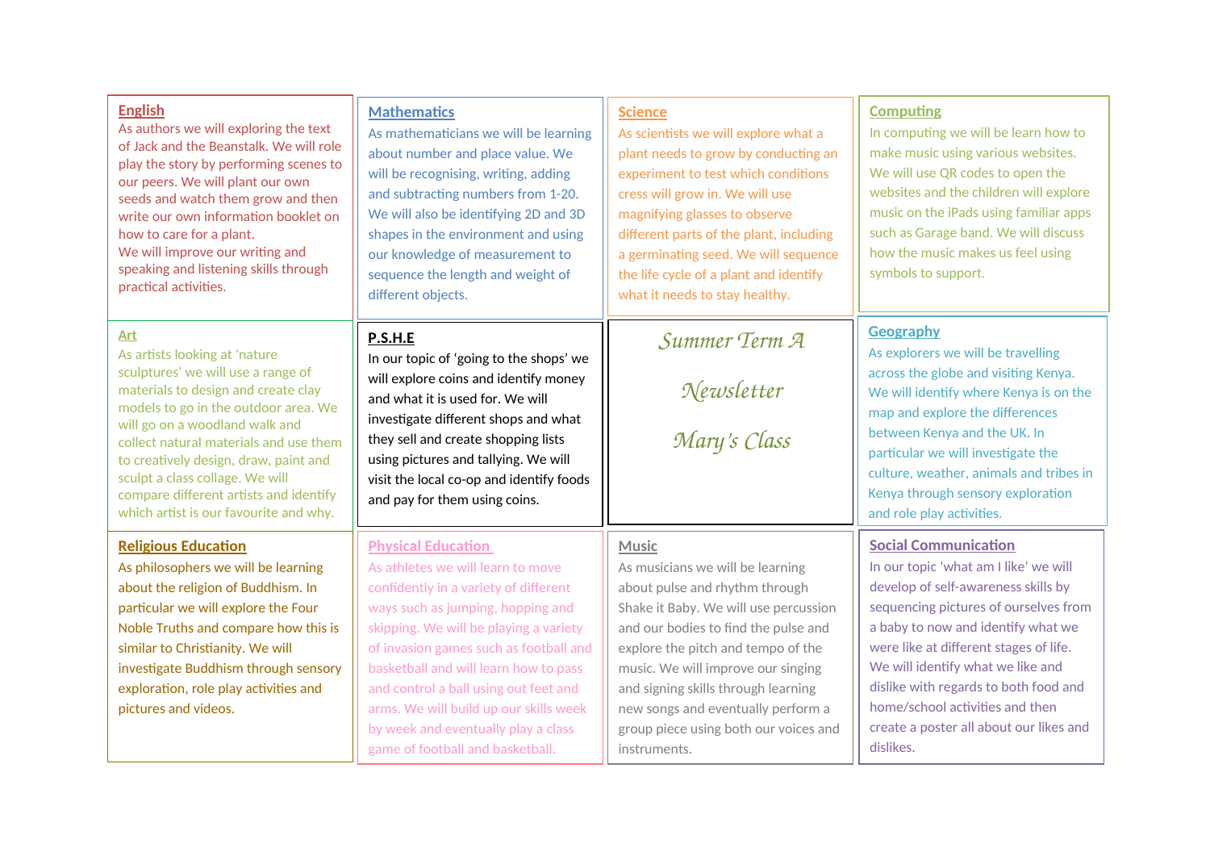# Summer Term A Newsletter

# Mary's Class

## English

As authors we will exploring the text of Jack and the Beanstalk. We will role play the story by performing scenes to our peers. We will plant our own seeds and watch them grow and then write our own information booklet on how to care for a plant.
We will improve our writing and speaking and listening skills through practical activities.

## Mathematics

As mathematicians we will be learning about number and place value. We will be recognising, writing, adding and subtracting numbers from 1-20. We will also be identifying 2D and 3D shapes in the environment and using our knowledge of measurement to sequence the length and weight of different objects.

## Science

As scientists we will explore what a plant needs to grow by conducting an experiment to test which conditions cress will grow in. We will use magnifying glasses to observe different parts of the plant, including a germinating seed. We will sequence the life cycle of a plant and identify what it needs to stay healthy.

## Computing

In computing we will be learn how to make music using various websites. We will use QR codes to open the websites and the children will explore music on the iPads using familiar apps such as Garage band. We will discuss how the music makes us feel using symbols to support.

## Art

As artists looking at 'nature sculptures' we will use a range of materials to design and create clay models to go in the outdoor area. We will go on a woodland walk and collect natural materials and use them to creatively design, draw, paint and sculpt a class collage. We will compare different artists and identify which artist is our favourite and why.

## P.S.H.E

In our topic of 'going to the shops' we will explore coins and identify money and what it is used for. We will investigate different shops and what they sell and create shopping lists using pictures and tallying. We will visit the local co-op and identify foods and pay for them using coins.

## Geography

As explorers we will be travelling across the globe and visiting Kenya. We will identify where Kenya is on the map and explore the differences between Kenya and the UK. In particular we will investigate the culture, weather, animals and tribes in Kenya through sensory exploration and role play activities.

## Religious Education

As philosophers we will be learning about the religion of Buddhism. In particular we will explore the Four Noble Truths and compare how this is similar to Christianity. We will investigate Buddhism through sensory exploration, role play activities and pictures and videos.

## Physical Education

As athletes we will learn to move confidently in a variety of different ways such as jumping, hopping and skipping. We will be playing a variety of invasion games such as football and basketball and will learn how to pass and control a ball using out feet and arms. We will build up our skills week by week and eventually play a class game of football and basketball.

## Music

As musicians we will be learning about pulse and rhythm through Shake it Baby. We will use percussion and our bodies to find the pulse and explore the pitch and tempo of the music. We will improve our singing and signing skills through learning new songs and eventually perform a group piece using both our voices and instruments.

## Social Communication

In our topic 'what am I like' we will develop of self-awareness skills by sequencing pictures of ourselves from a baby to now and identify what we were like at different stages of life. We will identify what we like and dislike with regards to both food and home/school activities and then create a poster all about our likes and dislikes.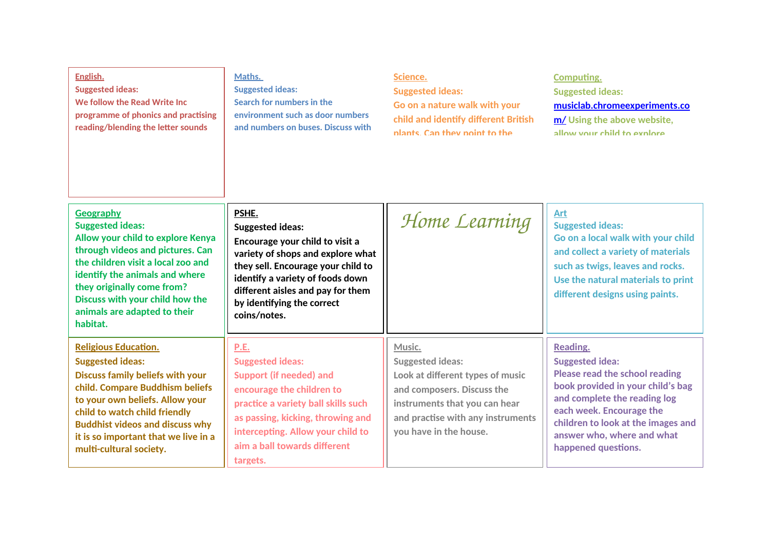## English.

Suggested ideas:

We follow the Read Write Inc programme of phonics and practising reading/blending the letter sounds

## Maths.

Suggested ideas:

Search for numbers in the environment such as door numbers and numbers on buses. Discuss with

## Science.

Suggested ideas:

Go on a nature walk with your child and identify different British plants. Can they point to the

## Computing.

Suggested ideas:

musiclab.chromeexperiments.com/ Using the above website, allow your child to explore

## Geography

Suggested ideas:

Allow your child to explore Kenya through videos and pictures. Can the children visit a local zoo and identify the animals and where they originally come from? Discuss with your child how the animals are adapted to their habitat.

## PSHE.

Suggested ideas:

Encourage your child to visit a variety of shops and explore what they sell. Encourage your child to identify a variety of foods down different aisles and pay for them by identifying the correct coins/notes.

# *Home Learning*

## Art

Suggested ideas:

Go on a local walk with your child and collect a variety of materials such as twigs, leaves and rocks. Use the natural materials to print different designs using paints.

## Religious Education.

Suggested ideas:

Discuss family beliefs with your child. Compare Buddhism beliefs to your own beliefs. Allow your child to watch child friendly Buddhist videos and discuss why it is so important that we live in a multi-cultural society.

## P.E.

Suggested ideas:

Support (if needed) and encourage the children to practice a variety ball skills such as passing, kicking, throwing and intercepting. Allow your child to aim a ball towards different targets.

## Music.

Suggested ideas:

Look at different types of music and composers. Discuss the instruments that you can hear and practise with any instruments you have in the house.

## Reading.

Suggested idea:

Please read the school reading book provided in your child's bag and complete the reading log each week. Encourage the children to look at the images and answer who, where and what happened questions.